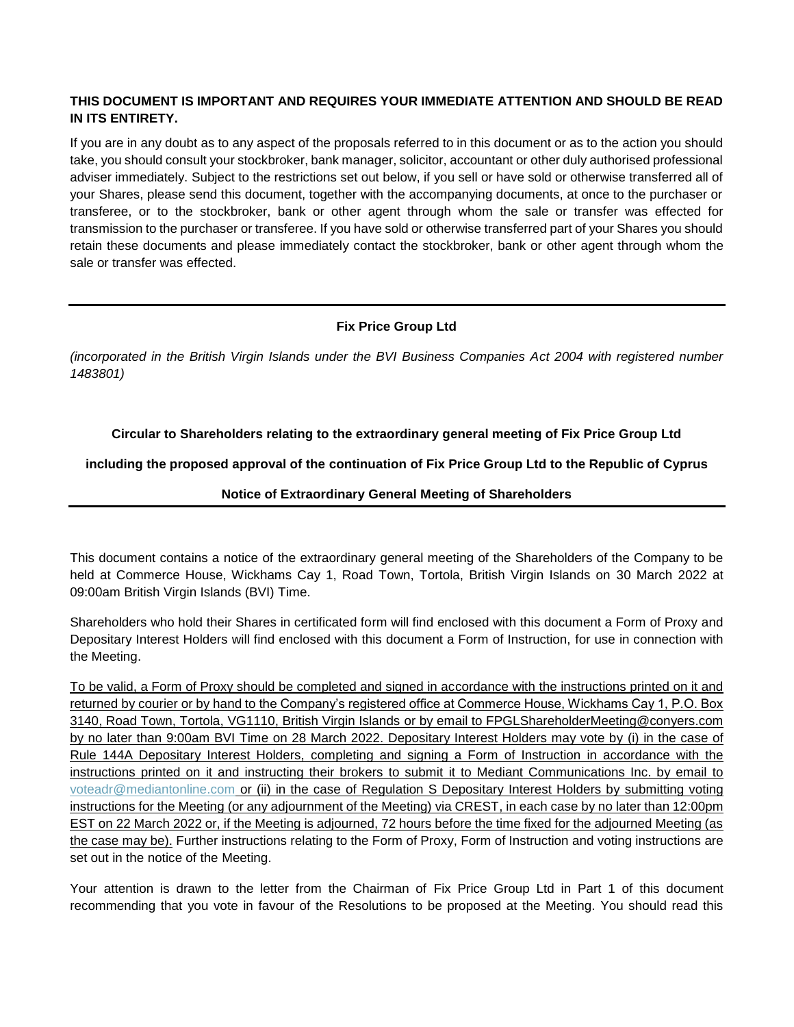**THIS DOCUMENT IS IMPORTANT AND REQUIRES YOUR IMMEDIATE ATTENTION AND SHOULD BE READ IN ITS ENTIRETY.**

If you are in any doubt as to any aspect of the proposals referred to in this document or as to the action you should take, you should consult your stockbroker, bank manager, solicitor, accountant or other duly authorised professional adviser immediately. Subject to the restrictions set out below, if you sell or have sold or otherwise transferred all of your Shares, please send this document, together with the accompanying documents, at once to the purchaser or transferee, or to the stockbroker, bank or other agent through whom the sale or transfer was effected for transmission to the purchaser or transferee. If you have sold or otherwise transferred part of your Shares you should retain these documents and please immediately contact the stockbroker, bank or other agent through whom the sale or transfer was effected.

---

**Fix Price Group Ltd**

*(incorporated in the British Virgin Islands under the BVI Business Companies Act 2004 with registered number 1483801)*

**Circular to Shareholders relating to the extraordinary general meeting of Fix Price Group Ltd**

**including the proposed approval of the continuation of Fix Price Group Ltd to the Republic of Cyprus**

**Notice of Extraordinary General Meeting of Shareholders**

---

This document contains a notice of the extraordinary general meeting of the Shareholders of the Company to be held at Commerce House, Wickhams Cay 1, Road Town, Tortola, British Virgin Islands on 30 March 2022 at 09:00am British Virgin Islands (BVI) Time.

Shareholders who hold their Shares in certificated form will find enclosed with this document a Form of Proxy and Depositary Interest Holders will find enclosed with this document a Form of Instruction, for use in connection with the Meeting.

To be valid, a Form of Proxy should be completed and signed in accordance with the instructions printed on it and returned by courier or by hand to the Company's registered office at Commerce House, Wickhams Cay 1, P.O. Box 3140, Road Town, Tortola, VG1110, British Virgin Islands or by email to FPGLShareholderMeeting@conyers.com by no later than 9:00am BVI Time on 28 March 2022. Depositary Interest Holders may vote by (i) in the case of Rule 144A Depositary Interest Holders, completing and signing a Form of Instruction in accordance with the instructions printed on it and instructing their brokers to submit it to Mediant Communications Inc. by email to voteadr@mediantonline.com or (ii) in the case of Regulation S Depositary Interest Holders by submitting voting instructions for the Meeting (or any adjournment of the Meeting) via CREST, in each case by no later than 12:00pm EST on 22 March 2022 or, if the Meeting is adjourned, 72 hours before the time fixed for the adjourned Meeting (as the case may be). Further instructions relating to the Form of Proxy, Form of Instruction and voting instructions are set out in the notice of the Meeting.

Your attention is drawn to the letter from the Chairman of Fix Price Group Ltd in Part 1 of this document recommending that you vote in favour of the Resolutions to be proposed at the Meeting. You should read this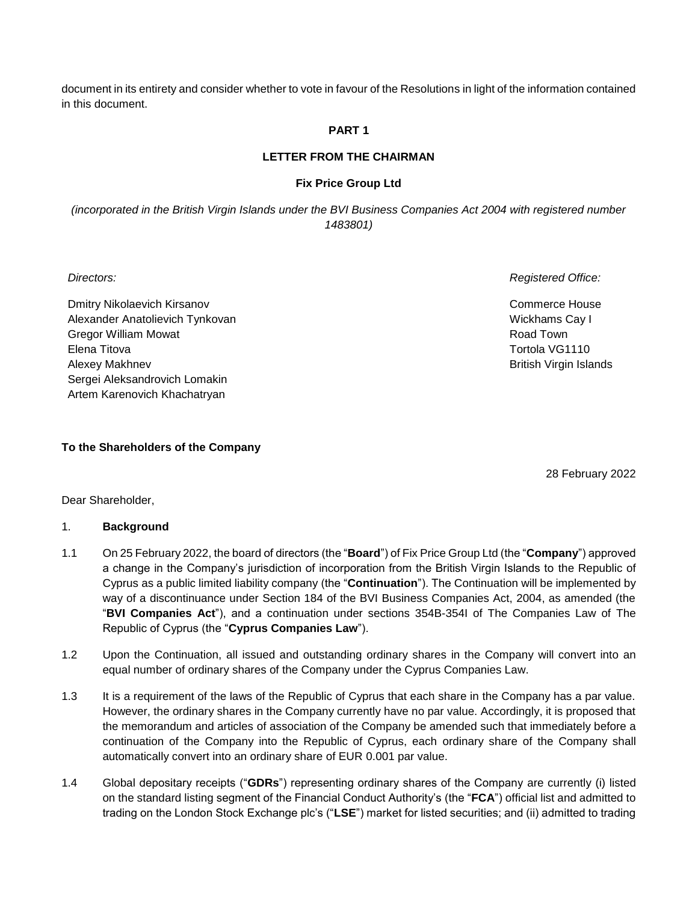document in its entirety and consider whether to vote in favour of the Resolutions in light of the information contained in this document.

## PART 1

## LETTER FROM THE CHAIRMAN

### Fix Price Group Ltd

*(incorporated in the British Virgin Islands under the BVI Business Companies Act 2004 with registered number 1483801)*

*Directors:*

Dmitry Nikolaevich Kirsanov
Alexander Anatolievich Tynkovan
Gregor William Mowat
Elena Titova
Alexey Makhnev
Sergei Aleksandrovich Lomakin
Artem Karenovich Khachatryan

*Registered Office:*

Commerce House
Wickhams Cay I
Road Town
Tortola VG1110
British Virgin Islands

**To the Shareholders of the Company**

28 February 2022

Dear Shareholder,

1. **Background**

1.1 On 25 February 2022, the board of directors (the "**Board**") of Fix Price Group Ltd (the "**Company**") approved a change in the Company's jurisdiction of incorporation from the British Virgin Islands to the Republic of Cyprus as a public limited liability company (the "**Continuation**"). The Continuation will be implemented by way of a discontinuance under Section 184 of the BVI Business Companies Act, 2004, as amended (the "**BVI Companies Act**"), and a continuation under sections 354B-354I of The Companies Law of The Republic of Cyprus (the "**Cyprus Companies Law**").

1.2 Upon the Continuation, all issued and outstanding ordinary shares in the Company will convert into an equal number of ordinary shares of the Company under the Cyprus Companies Law.

1.3 It is a requirement of the laws of the Republic of Cyprus that each share in the Company has a par value. However, the ordinary shares in the Company currently have no par value. Accordingly, it is proposed that the memorandum and articles of association of the Company be amended such that immediately before a continuation of the Company into the Republic of Cyprus, each ordinary share of the Company shall automatically convert into an ordinary share of EUR 0.001 par value.

1.4 Global depositary receipts ("**GDRs**") representing ordinary shares of the Company are currently (i) listed on the standard listing segment of the Financial Conduct Authority's (the "**FCA**") official list and admitted to trading on the London Stock Exchange plc's ("**LSE**") market for listed securities; and (ii) admitted to trading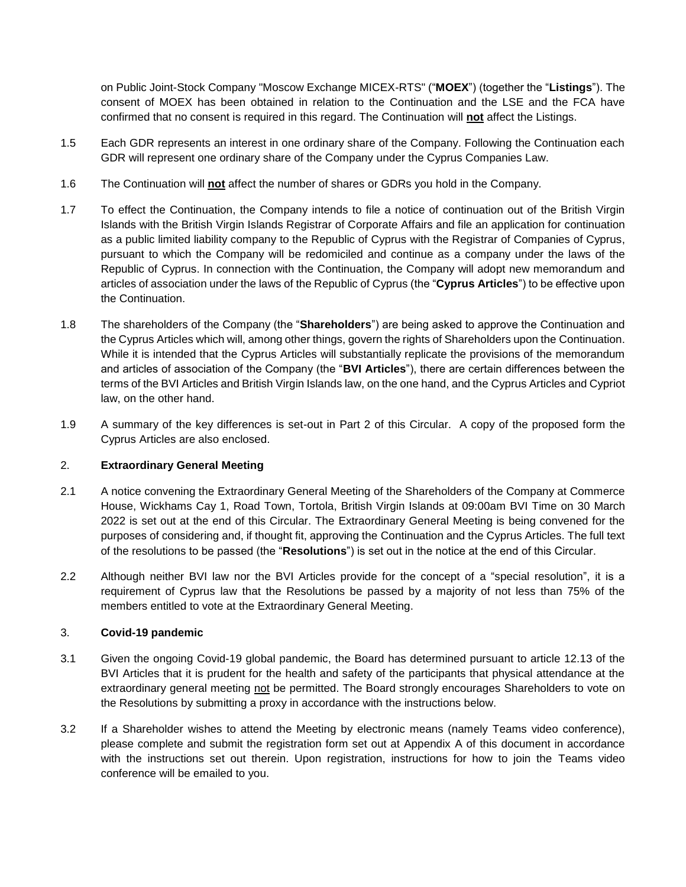on Public Joint-Stock Company "Moscow Exchange MICEX-RTS" ("**MOEX**") (together the "**Listings**"). The consent of MOEX has been obtained in relation to the Continuation and the LSE and the FCA have confirmed that no consent is required in this regard. The Continuation will **not** affect the Listings.

1.5 Each GDR represents an interest in one ordinary share of the Company. Following the Continuation each GDR will represent one ordinary share of the Company under the Cyprus Companies Law.

1.6 The Continuation will **not** affect the number of shares or GDRs you hold in the Company.

1.7 To effect the Continuation, the Company intends to file a notice of continuation out of the British Virgin Islands with the British Virgin Islands Registrar of Corporate Affairs and file an application for continuation as a public limited liability company to the Republic of Cyprus with the Registrar of Companies of Cyprus, pursuant to which the Company will be redomiciled and continue as a company under the laws of the Republic of Cyprus. In connection with the Continuation, the Company will adopt new memorandum and articles of association under the laws of the Republic of Cyprus (the "**Cyprus Articles**") to be effective upon the Continuation.

1.8 The shareholders of the Company (the "**Shareholders**") are being asked to approve the Continuation and the Cyprus Articles which will, among other things, govern the rights of Shareholders upon the Continuation. While it is intended that the Cyprus Articles will substantially replicate the provisions of the memorandum and articles of association of the Company (the "**BVI Articles**"), there are certain differences between the terms of the BVI Articles and British Virgin Islands law, on the one hand, and the Cyprus Articles and Cypriot law, on the other hand.

1.9 A summary of the key differences is set-out in Part 2 of this Circular. A copy of the proposed form the Cyprus Articles are also enclosed.

## 2. Extraordinary General Meeting

2.1 A notice convening the Extraordinary General Meeting of the Shareholders of the Company at Commerce House, Wickhams Cay 1, Road Town, Tortola, British Virgin Islands at 09:00am BVI Time on 30 March 2022 is set out at the end of this Circular. The Extraordinary General Meeting is being convened for the purposes of considering and, if thought fit, approving the Continuation and the Cyprus Articles. The full text of the resolutions to be passed (the "**Resolutions**") is set out in the notice at the end of this Circular.

2.2 Although neither BVI law nor the BVI Articles provide for the concept of a "special resolution", it is a requirement of Cyprus law that the Resolutions be passed by a majority of not less than 75% of the members entitled to vote at the Extraordinary General Meeting.

## 3. Covid-19 pandemic

3.1 Given the ongoing Covid-19 global pandemic, the Board has determined pursuant to article 12.13 of the BVI Articles that it is prudent for the health and safety of the participants that physical attendance at the extraordinary general meeting not be permitted. The Board strongly encourages Shareholders to vote on the Resolutions by submitting a proxy in accordance with the instructions below.

3.2 If a Shareholder wishes to attend the Meeting by electronic means (namely Teams video conference), please complete and submit the registration form set out at Appendix A of this document in accordance with the instructions set out therein. Upon registration, instructions for how to join the Teams video conference will be emailed to you.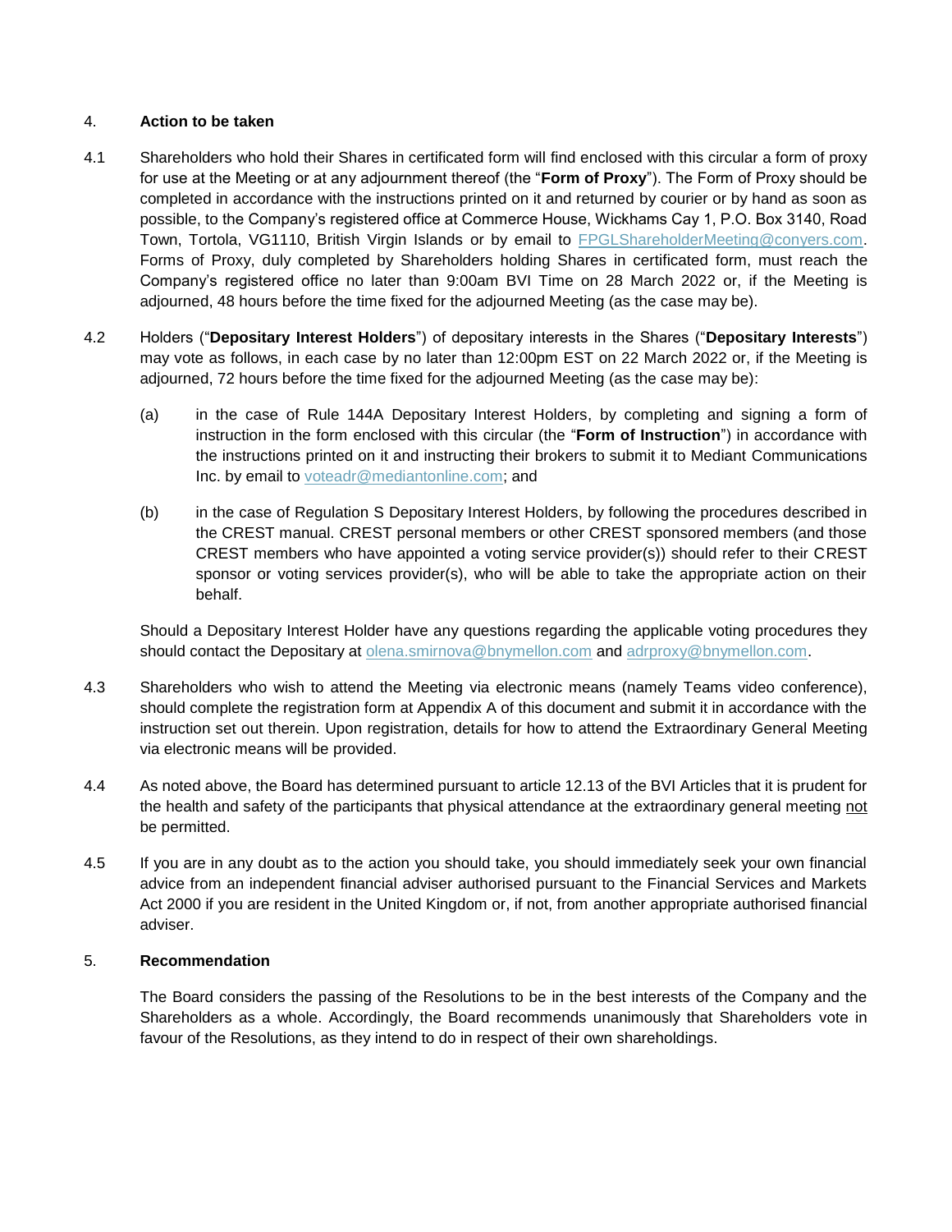## 4. **Action to be taken**

4.1 Shareholders who hold their Shares in certificated form will find enclosed with this circular a form of proxy for use at the Meeting or at any adjournment thereof (the "**Form of Proxy**"). The Form of Proxy should be completed in accordance with the instructions printed on it and returned by courier or by hand as soon as possible, to the Company's registered office at Commerce House, Wickhams Cay 1, P.O. Box 3140, Road Town, Tortola, VG1110, British Virgin Islands or by email to FPGLShareholderMeeting@conyers.com. Forms of Proxy, duly completed by Shareholders holding Shares in certificated form, must reach the Company's registered office no later than 9:00am BVI Time on 28 March 2022 or, if the Meeting is adjourned, 48 hours before the time fixed for the adjourned Meeting (as the case may be).

4.2 Holders ("**Depositary Interest Holders**") of depositary interests in the Shares ("**Depositary Interests**") may vote as follows, in each case by no later than 12:00pm EST on 22 March 2022 or, if the Meeting is adjourned, 72 hours before the time fixed for the adjourned Meeting (as the case may be):

(a) in the case of Rule 144A Depositary Interest Holders, by completing and signing a form of instruction in the form enclosed with this circular (the "**Form of Instruction**") in accordance with the instructions printed on it and instructing their brokers to submit it to Mediant Communications Inc. by email to voteadr@mediantonline.com; and

(b) in the case of Regulation S Depositary Interest Holders, by following the procedures described in the CREST manual. CREST personal members or other CREST sponsored members (and those CREST members who have appointed a voting service provider(s)) should refer to their CREST sponsor or voting services provider(s), who will be able to take the appropriate action on their behalf.

Should a Depositary Interest Holder have any questions regarding the applicable voting procedures they should contact the Depositary at olena.smirnova@bnymellon.com and adrproxy@bnymellon.com.

4.3 Shareholders who wish to attend the Meeting via electronic means (namely Teams video conference), should complete the registration form at Appendix A of this document and submit it in accordance with the instruction set out therein. Upon registration, details for how to attend the Extraordinary General Meeting via electronic means will be provided.

4.4 As noted above, the Board has determined pursuant to article 12.13 of the BVI Articles that it is prudent for the health and safety of the participants that physical attendance at the extraordinary general meeting <u>not</u> be permitted.

4.5 If you are in any doubt as to the action you should take, you should immediately seek your own financial advice from an independent financial adviser authorised pursuant to the Financial Services and Markets Act 2000 if you are resident in the United Kingdom or, if not, from another appropriate authorised financial adviser.

## 5. **Recommendation**

The Board considers the passing of the Resolutions to be in the best interests of the Company and the Shareholders as a whole. Accordingly, the Board recommends unanimously that Shareholders vote in favour of the Resolutions, as they intend to do in respect of their own shareholdings.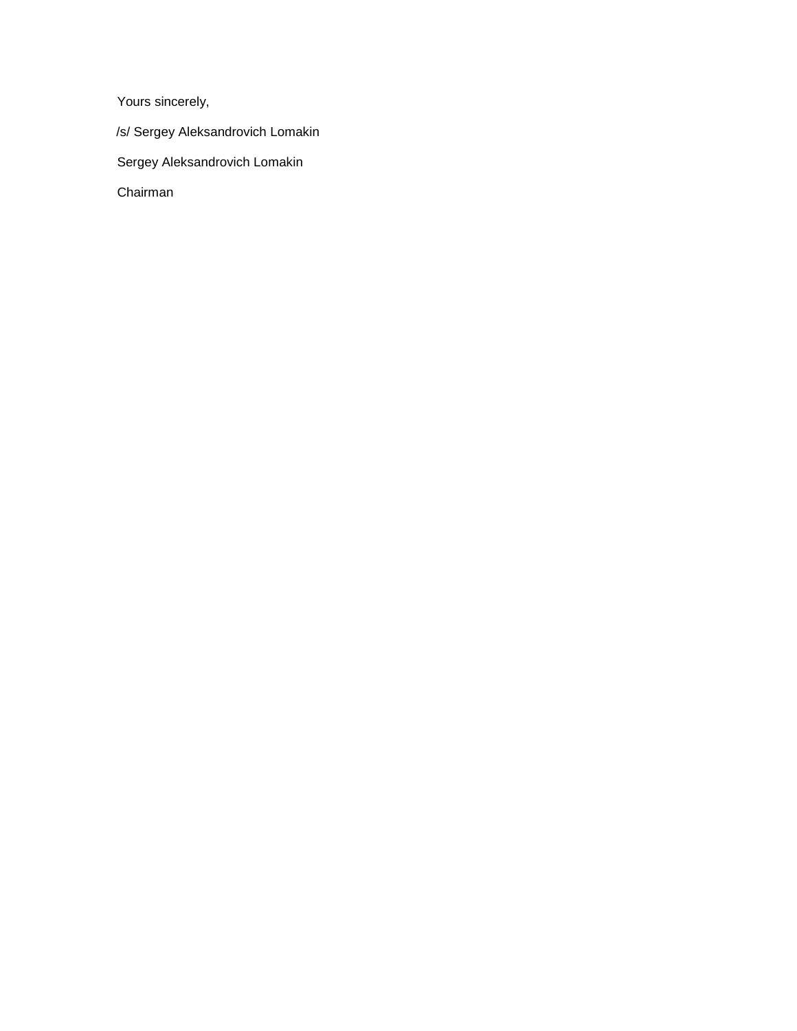Yours sincerely,

/s/ Sergey Aleksandrovich Lomakin

Sergey Aleksandrovich Lomakin

Chairman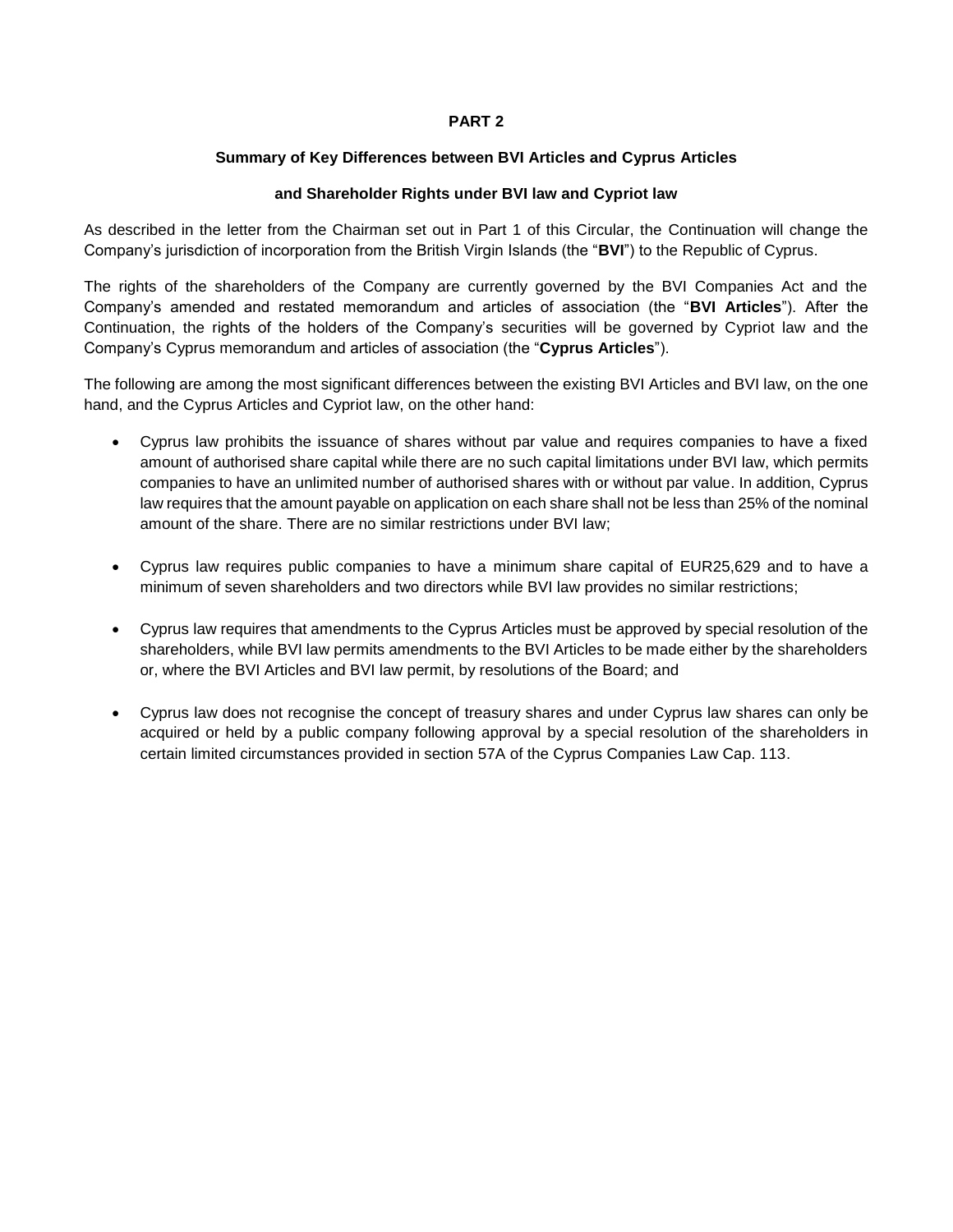# PART 2

## Summary of Key Differences between BVI Articles and Cyprus Articles

## and Shareholder Rights under BVI law and Cypriot law

As described in the letter from the Chairman set out in Part 1 of this Circular, the Continuation will change the Company's jurisdiction of incorporation from the British Virgin Islands (the "**BVI**") to the Republic of Cyprus.

The rights of the shareholders of the Company are currently governed by the BVI Companies Act and the Company's amended and restated memorandum and articles of association (the "**BVI Articles**"). After the Continuation, the rights of the holders of the Company's securities will be governed by Cypriot law and the Company's Cyprus memorandum and articles of association (the "**Cyprus Articles**").

The following are among the most significant differences between the existing BVI Articles and BVI law, on the one hand, and the Cyprus Articles and Cypriot law, on the other hand:

- Cyprus law prohibits the issuance of shares without par value and requires companies to have a fixed amount of authorised share capital while there are no such capital limitations under BVI law, which permits companies to have an unlimited number of authorised shares with or without par value. In addition, Cyprus law requires that the amount payable on application on each share shall not be less than 25% of the nominal amount of the share. There are no similar restrictions under BVI law;

- Cyprus law requires public companies to have a minimum share capital of EUR25,629 and to have a minimum of seven shareholders and two directors while BVI law provides no similar restrictions;

- Cyprus law requires that amendments to the Cyprus Articles must be approved by special resolution of the shareholders, while BVI law permits amendments to the BVI Articles to be made either by the shareholders or, where the BVI Articles and BVI law permit, by resolutions of the Board; and

- Cyprus law does not recognise the concept of treasury shares and under Cyprus law shares can only be acquired or held by a public company following approval by a special resolution of the shareholders in certain limited circumstances provided in section 57A of the Cyprus Companies Law Cap. 113.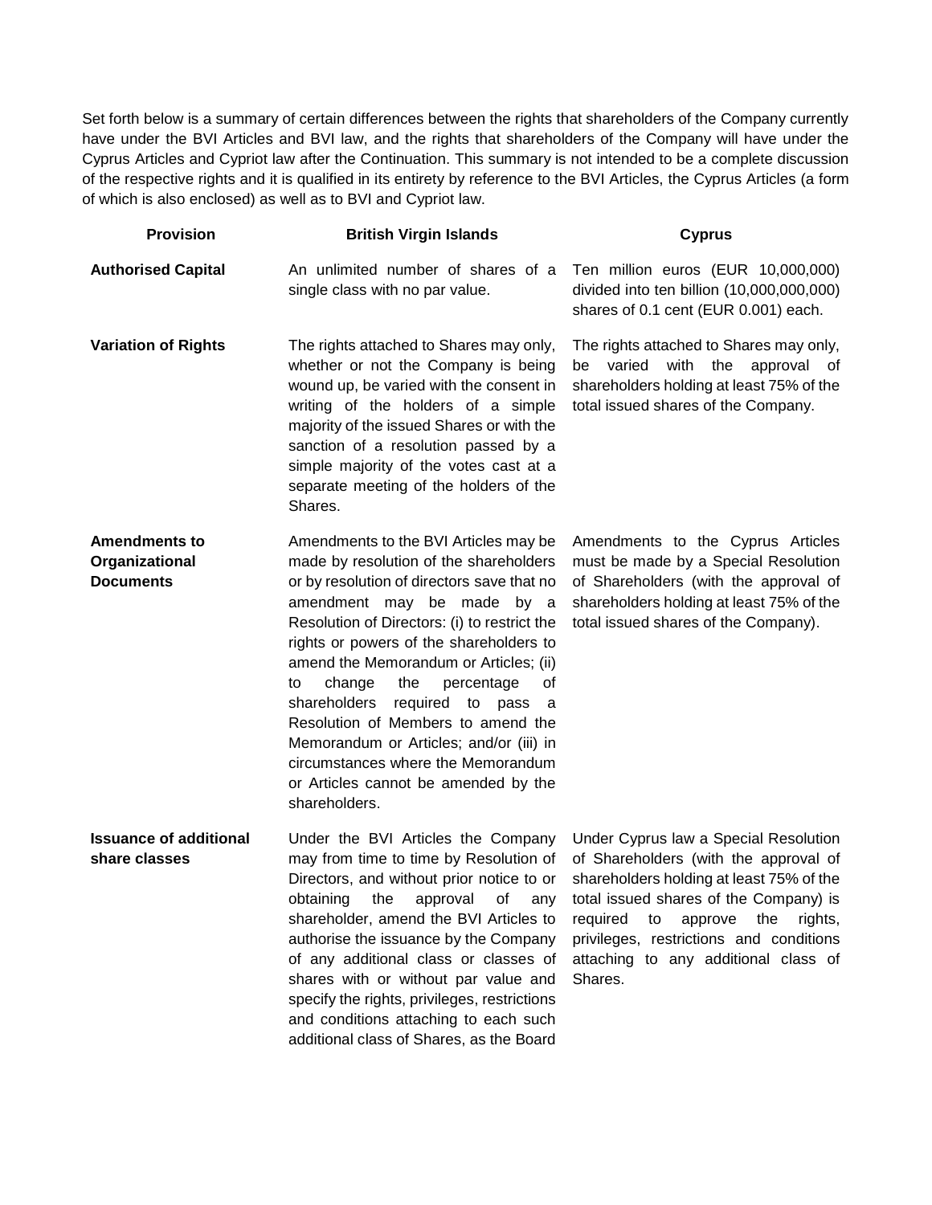Set forth below is a summary of certain differences between the rights that shareholders of the Company currently have under the BVI Articles and BVI law, and the rights that shareholders of the Company will have under the Cyprus Articles and Cypriot law after the Continuation. This summary is not intended to be a complete discussion of the respective rights and it is qualified in its entirety by reference to the BVI Articles, the Cyprus Articles (a form of which is also enclosed) as well as to BVI and Cypriot law.

| Provision | British Virgin Islands | Cyprus |
|---|---|---|
| **Authorised Capital** | An unlimited number of shares of a single class with no par value. | Ten million euros (EUR 10,000,000) divided into ten billion (10,000,000,000) shares of 0.1 cent (EUR 0.001) each. |
| **Variation of Rights** | The rights attached to Shares may only, whether or not the Company is being wound up, be varied with the consent in writing of the holders of a simple majority of the issued Shares or with the sanction of a resolution passed by a simple majority of the votes cast at a separate meeting of the holders of the Shares. | The rights attached to Shares may only, be varied with the approval of shareholders holding at least 75% of the total issued shares of the Company. |
| **Amendments to Organizational Documents** | Amendments to the BVI Articles may be made by resolution of the shareholders or by resolution of directors save that no amendment may be made by a Resolution of Directors: (i) to restrict the rights or powers of the shareholders to amend the Memorandum or Articles; (ii) to change the percentage of shareholders required to pass a Resolution of Members to amend the Memorandum or Articles; and/or (iii) in circumstances where the Memorandum or Articles cannot be amended by the shareholders. | Amendments to the Cyprus Articles must be made by a Special Resolution of Shareholders (with the approval of shareholders holding at least 75% of the total issued shares of the Company). |
| **Issuance of additional share classes** | Under the BVI Articles the Company may from time to time by Resolution of Directors, and without prior notice to or obtaining the approval of any shareholder, amend the BVI Articles to authorise the issuance by the Company of any additional class or classes of shares with or without par value and specify the rights, privileges, restrictions and conditions attaching to each such additional class of Shares, as the Board | Under Cyprus law a Special Resolution of Shareholders (with the approval of shareholders holding at least 75% of the total issued shares of the Company) is required to approve the rights, privileges, restrictions and conditions attaching to any additional class of Shares. |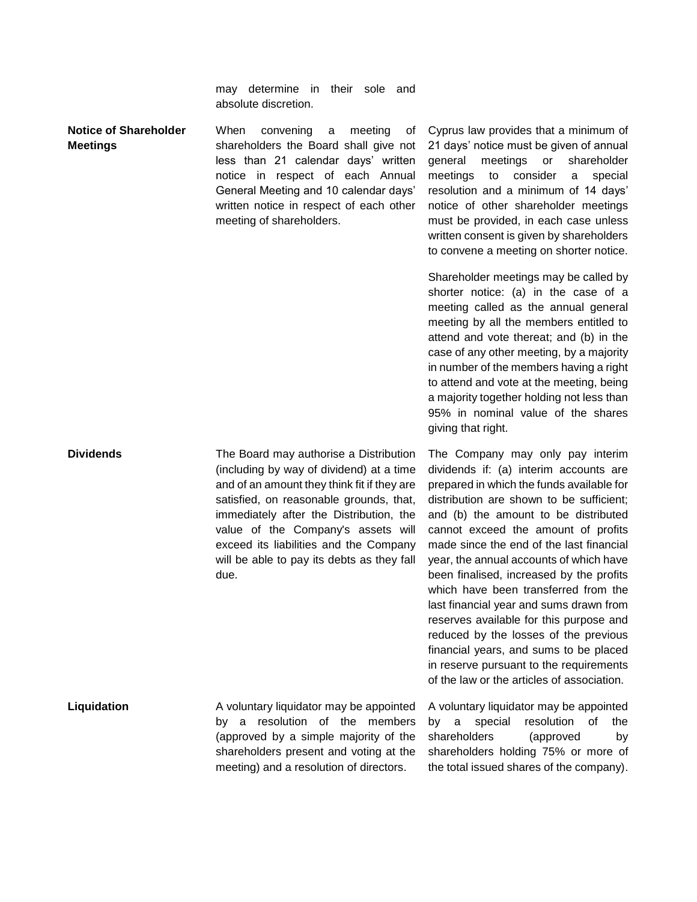| | | |
|---|---|---|
| | may determine in their sole and absolute discretion. | |
| **Notice of Shareholder Meetings** | When convening a meeting of shareholders the Board shall give not less than 21 calendar days' written notice in respect of each Annual General Meeting and 10 calendar days' written notice in respect of each other meeting of shareholders. | Cyprus law provides that a minimum of 21 days' notice must be given of annual general meetings or shareholder meetings to consider a special resolution and a minimum of 14 days' notice of other shareholder meetings must be provided, in each case unless written consent is given by shareholders to convene a meeting on shorter notice.<br><br>Shareholder meetings may be called by shorter notice: (a) in the case of a meeting called as the annual general meeting by all the members entitled to attend and vote thereat; and (b) in the case of any other meeting, by a majority in number of the members having a right to attend and vote at the meeting, being a majority together holding not less than 95% in nominal value of the shares giving that right. |
| **Dividends** | The Board may authorise a Distribution (including by way of dividend) at a time and of an amount they think fit if they are satisfied, on reasonable grounds, that, immediately after the Distribution, the value of the Company's assets will exceed its liabilities and the Company will be able to pay its debts as they fall due. | The Company may only pay interim dividends if: (a) interim accounts are prepared in which the funds available for distribution are shown to be sufficient; and (b) the amount to be distributed cannot exceed the amount of profits made since the end of the last financial year, the annual accounts of which have been finalised, increased by the profits which have been transferred from the last financial year and sums drawn from reserves available for this purpose and reduced by the losses of the previous financial years, and sums to be placed in reserve pursuant to the requirements of the law or the articles of association. |
| **Liquidation** | A voluntary liquidator may be appointed by a resolution of the members (approved by a simple majority of the shareholders present and voting at the meeting) and a resolution of directors. | A voluntary liquidator may be appointed by a special resolution of the shareholders (approved by shareholders holding 75% or more of the total issued shares of the company). |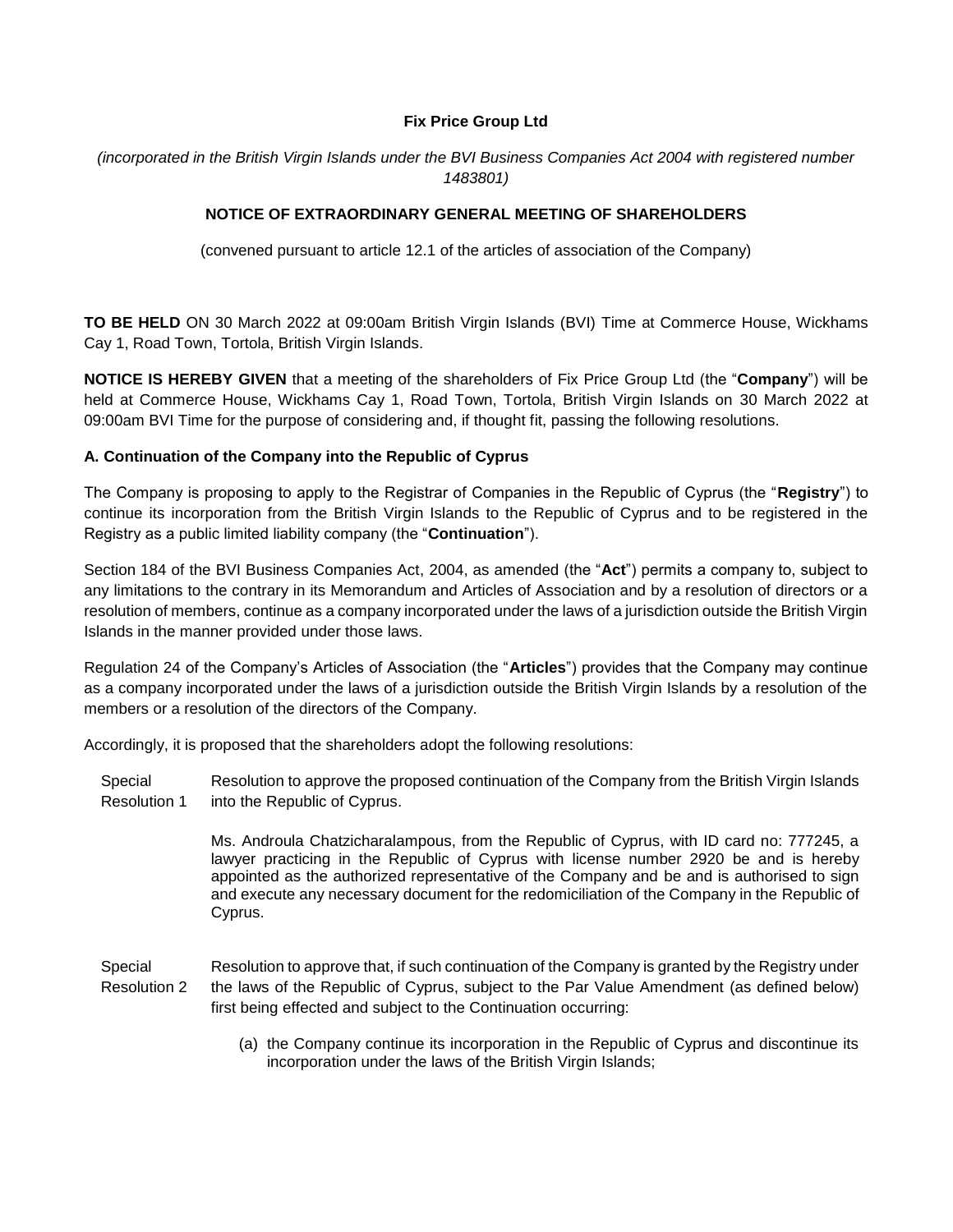**Fix Price Group Ltd**

*(incorporated in the British Virgin Islands under the BVI Business Companies Act 2004 with registered number 1483801)*

**NOTICE OF EXTRAORDINARY GENERAL MEETING OF SHAREHOLDERS**

(convened pursuant to article 12.1 of the articles of association of the Company)

**TO BE HELD** ON 30 March 2022 at 09:00am British Virgin Islands (BVI) Time at Commerce House, Wickhams Cay 1, Road Town, Tortola, British Virgin Islands.

**NOTICE IS HEREBY GIVEN** that a meeting of the shareholders of Fix Price Group Ltd (the "**Company**") will be held at Commerce House, Wickhams Cay 1, Road Town, Tortola, British Virgin Islands on 30 March 2022 at 09:00am BVI Time for the purpose of considering and, if thought fit, passing the following resolutions.

**A. Continuation of the Company into the Republic of Cyprus**

The Company is proposing to apply to the Registrar of Companies in the Republic of Cyprus (the "**Registry**") to continue its incorporation from the British Virgin Islands to the Republic of Cyprus and to be registered in the Registry as a public limited liability company (the "**Continuation**").

Section 184 of the BVI Business Companies Act, 2004, as amended (the "**Act**") permits a company to, subject to any limitations to the contrary in its Memorandum and Articles of Association and by a resolution of directors or a resolution of members, continue as a company incorporated under the laws of a jurisdiction outside the British Virgin Islands in the manner provided under those laws.

Regulation 24 of the Company's Articles of Association (the "**Articles**") provides that the Company may continue as a company incorporated under the laws of a jurisdiction outside the British Virgin Islands by a resolution of the members or a resolution of the directors of the Company.

Accordingly, it is proposed that the shareholders adopt the following resolutions:

Special Resolution 1 — Resolution to approve the proposed continuation of the Company from the British Virgin Islands into the Republic of Cyprus.

Ms. Androula Chatzicharalampous, from the Republic of Cyprus, with ID card no: 777245, a lawyer practicing in the Republic of Cyprus with license number 2920 be and is hereby appointed as the authorized representative of the Company and be and is authorised to sign and execute any necessary document for the redomiciliation of the Company in the Republic of Cyprus.

Special Resolution 2 — Resolution to approve that, if such continuation of the Company is granted by the Registry under the laws of the Republic of Cyprus, subject to the Par Value Amendment (as defined below) first being effected and subject to the Continuation occurring:

(a) the Company continue its incorporation in the Republic of Cyprus and discontinue its incorporation under the laws of the British Virgin Islands;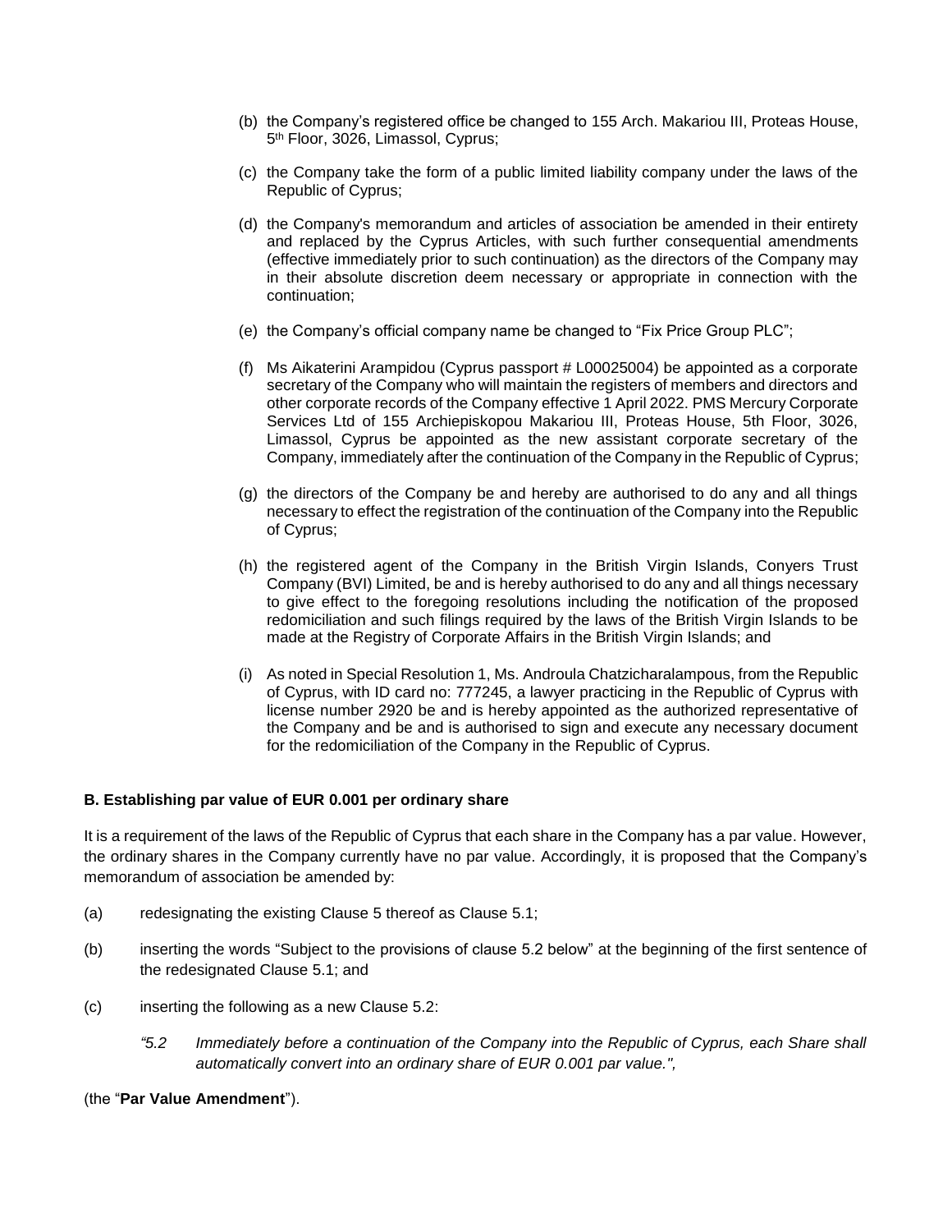(b) the Company's registered office be changed to 155 Arch. Makariou III, Proteas House, 5th Floor, 3026, Limassol, Cyprus;

(c) the Company take the form of a public limited liability company under the laws of the Republic of Cyprus;

(d) the Company's memorandum and articles of association be amended in their entirety and replaced by the Cyprus Articles, with such further consequential amendments (effective immediately prior to such continuation) as the directors of the Company may in their absolute discretion deem necessary or appropriate in connection with the continuation;

(e) the Company's official company name be changed to "Fix Price Group PLC";

(f) Ms Aikaterini Arampidou (Cyprus passport # L00025004) be appointed as a corporate secretary of the Company who will maintain the registers of members and directors and other corporate records of the Company effective 1 April 2022. PMS Mercury Corporate Services Ltd of 155 Archiepiskopou Makariou III, Proteas House, 5th Floor, 3026, Limassol, Cyprus be appointed as the new assistant corporate secretary of the Company, immediately after the continuation of the Company in the Republic of Cyprus;

(g) the directors of the Company be and hereby are authorised to do any and all things necessary to effect the registration of the continuation of the Company into the Republic of Cyprus;

(h) the registered agent of the Company in the British Virgin Islands, Conyers Trust Company (BVI) Limited, be and is hereby authorised to do any and all things necessary to give effect to the foregoing resolutions including the notification of the proposed redomiciliation and such filings required by the laws of the British Virgin Islands to be made at the Registry of Corporate Affairs in the British Virgin Islands; and

(i) As noted in Special Resolution 1, Ms. Androula Chatzicharalampous, from the Republic of Cyprus, with ID card no: 777245, a lawyer practicing in the Republic of Cyprus with license number 2920 be and is hereby appointed as the authorized representative of the Company and be and is authorised to sign and execute any necessary document for the redomiciliation of the Company in the Republic of Cyprus.

**B. Establishing par value of EUR 0.001 per ordinary share**

It is a requirement of the laws of the Republic of Cyprus that each share in the Company has a par value. However, the ordinary shares in the Company currently have no par value. Accordingly, it is proposed that the Company's memorandum of association be amended by:

(a) redesignating the existing Clause 5 thereof as Clause 5.1;

(b) inserting the words "Subject to the provisions of clause 5.2 below" at the beginning of the first sentence of the redesignated Clause 5.1; and

(c) inserting the following as a new Clause 5.2:

> *"5.2 Immediately before a continuation of the Company into the Republic of Cyprus, each Share shall automatically convert into an ordinary share of EUR 0.001 par value.",*

(the "**Par Value Amendment**").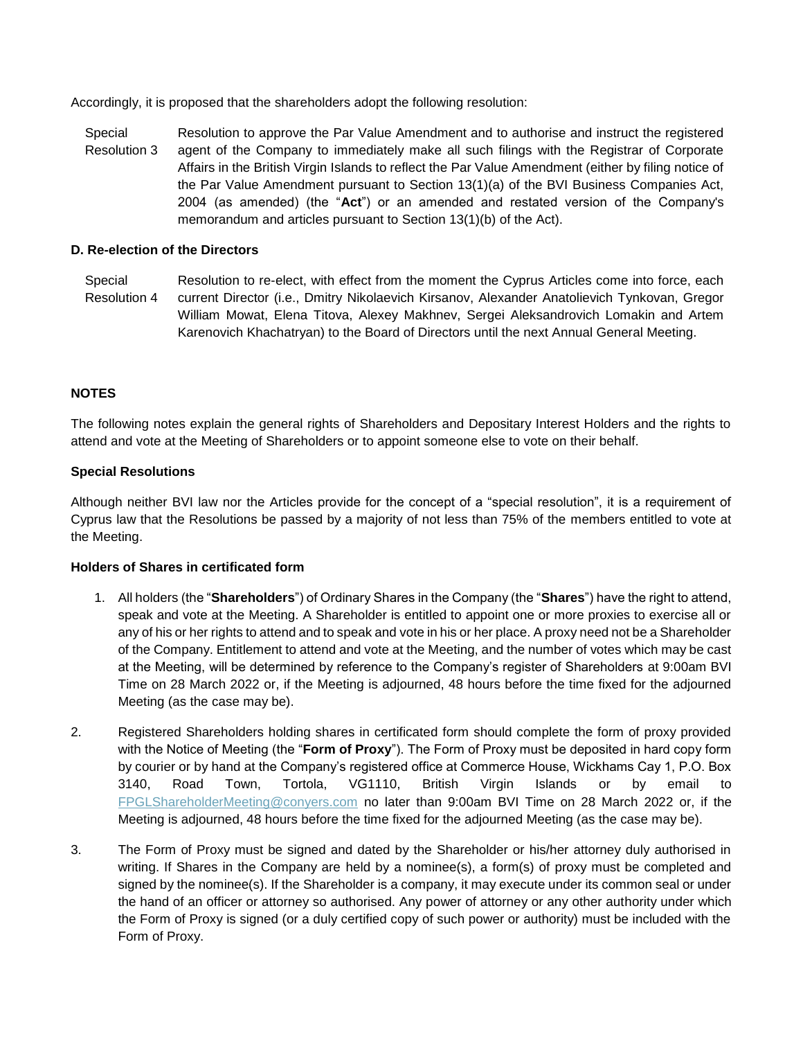Accordingly, it is proposed that the shareholders adopt the following resolution:

| | |
|---|---|
| Special Resolution 3 | Resolution to approve the Par Value Amendment and to authorise and instruct the registered agent of the Company to immediately make all such filings with the Registrar of Corporate Affairs in the British Virgin Islands to reflect the Par Value Amendment (either by filing notice of the Par Value Amendment pursuant to Section 13(1)(a) of the BVI Business Companies Act, 2004 (as amended) (the "**Act**") or an amended and restated version of the Company's memorandum and articles pursuant to Section 13(1)(b) of the Act). |

**D. Re-election of the Directors**

| | |
|---|---|
| Special Resolution 4 | Resolution to re-elect, with effect from the moment the Cyprus Articles come into force, each current Director (i.e., Dmitry Nikolaevich Kirsanov, Alexander Anatolievich Tynkovan, Gregor William Mowat, Elena Titova, Alexey Makhnev, Sergei Aleksandrovich Lomakin and Artem Karenovich Khachatryan) to the Board of Directors until the next Annual General Meeting. |

**NOTES**

The following notes explain the general rights of Shareholders and Depositary Interest Holders and the rights to attend and vote at the Meeting of Shareholders or to appoint someone else to vote on their behalf.

**Special Resolutions**

Although neither BVI law nor the Articles provide for the concept of a "special resolution", it is a requirement of Cyprus law that the Resolutions be passed by a majority of not less than 75% of the members entitled to vote at the Meeting.

**Holders of Shares in certificated form**

1. All holders (the "**Shareholders**") of Ordinary Shares in the Company (the "**Shares**") have the right to attend, speak and vote at the Meeting. A Shareholder is entitled to appoint one or more proxies to exercise all or any of his or her rights to attend and to speak and vote in his or her place. A proxy need not be a Shareholder of the Company. Entitlement to attend and vote at the Meeting, and the number of votes which may be cast at the Meeting, will be determined by reference to the Company's register of Shareholders at 9:00am BVI Time on 28 March 2022 or, if the Meeting is adjourned, 48 hours before the time fixed for the adjourned Meeting (as the case may be).

2. Registered Shareholders holding shares in certificated form should complete the form of proxy provided with the Notice of Meeting (the "**Form of Proxy**"). The Form of Proxy must be deposited in hard copy form by courier or by hand at the Company's registered office at Commerce House, Wickhams Cay 1, P.O. Box 3140, Road Town, Tortola, VG1110, British Virgin Islands or by email to FPGLShareholderMeeting@conyers.com no later than 9:00am BVI Time on 28 March 2022 or, if the Meeting is adjourned, 48 hours before the time fixed for the adjourned Meeting (as the case may be).

3. The Form of Proxy must be signed and dated by the Shareholder or his/her attorney duly authorised in writing. If Shares in the Company are held by a nominee(s), a form(s) of proxy must be completed and signed by the nominee(s). If the Shareholder is a company, it may execute under its common seal or under the hand of an officer or attorney so authorised. Any power of attorney or any other authority under which the Form of Proxy is signed (or a duly certified copy of such power or authority) must be included with the Form of Proxy.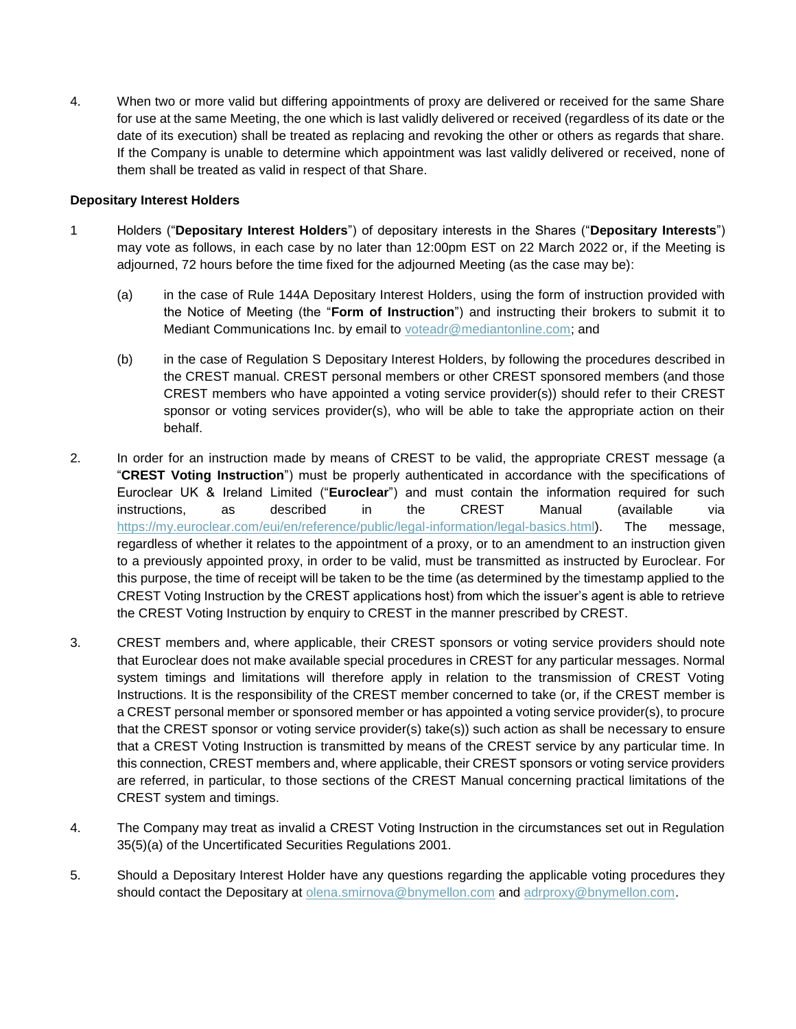4. When two or more valid but differing appointments of proxy are delivered or received for the same Share for use at the same Meeting, the one which is last validly delivered or received (regardless of its date or the date of its execution) shall be treated as replacing and revoking the other or others as regards that share. If the Company is unable to determine which appointment was last validly delivered or received, none of them shall be treated as valid in respect of that Share.

**Depositary Interest Holders**

1 Holders ("**Depositary Interest Holders**") of depositary interests in the Shares ("**Depositary Interests**") may vote as follows, in each case by no later than 12:00pm EST on 22 March 2022 or, if the Meeting is adjourned, 72 hours before the time fixed for the adjourned Meeting (as the case may be):

   (a) in the case of Rule 144A Depositary Interest Holders, using the form of instruction provided with the Notice of Meeting (the "**Form of Instruction**") and instructing their brokers to submit it to Mediant Communications Inc. by email to voteadr@mediantonline.com; and

   (b) in the case of Regulation S Depositary Interest Holders, by following the procedures described in the CREST manual. CREST personal members or other CREST sponsored members (and those CREST members who have appointed a voting service provider(s)) should refer to their CREST sponsor or voting services provider(s), who will be able to take the appropriate action on their behalf.

2. In order for an instruction made by means of CREST to be valid, the appropriate CREST message (a "**CREST Voting Instruction**") must be properly authenticated in accordance with the specifications of Euroclear UK & Ireland Limited ("**Euroclear**") and must contain the information required for such instructions, as described in the CREST Manual (available via https://my.euroclear.com/eui/en/reference/public/legal-information/legal-basics.html). The message, regardless of whether it relates to the appointment of a proxy, or to an amendment to an instruction given to a previously appointed proxy, in order to be valid, must be transmitted as instructed by Euroclear. For this purpose, the time of receipt will be taken to be the time (as determined by the timestamp applied to the CREST Voting Instruction by the CREST applications host) from which the issuer's agent is able to retrieve the CREST Voting Instruction by enquiry to CREST in the manner prescribed by CREST.

3. CREST members and, where applicable, their CREST sponsors or voting service providers should note that Euroclear does not make available special procedures in CREST for any particular messages. Normal system timings and limitations will therefore apply in relation to the transmission of CREST Voting Instructions. It is the responsibility of the CREST member concerned to take (or, if the CREST member is a CREST personal member or sponsored member or has appointed a voting service provider(s), to procure that the CREST sponsor or voting service provider(s) take(s)) such action as shall be necessary to ensure that a CREST Voting Instruction is transmitted by means of the CREST service by any particular time. In this connection, CREST members and, where applicable, their CREST sponsors or voting service providers are referred, in particular, to those sections of the CREST Manual concerning practical limitations of the CREST system and timings.

4. The Company may treat as invalid a CREST Voting Instruction in the circumstances set out in Regulation 35(5)(a) of the Uncertificated Securities Regulations 2001.

5. Should a Depositary Interest Holder have any questions regarding the applicable voting procedures they should contact the Depositary at olena.smirnova@bnymellon.com and adrproxy@bnymellon.com.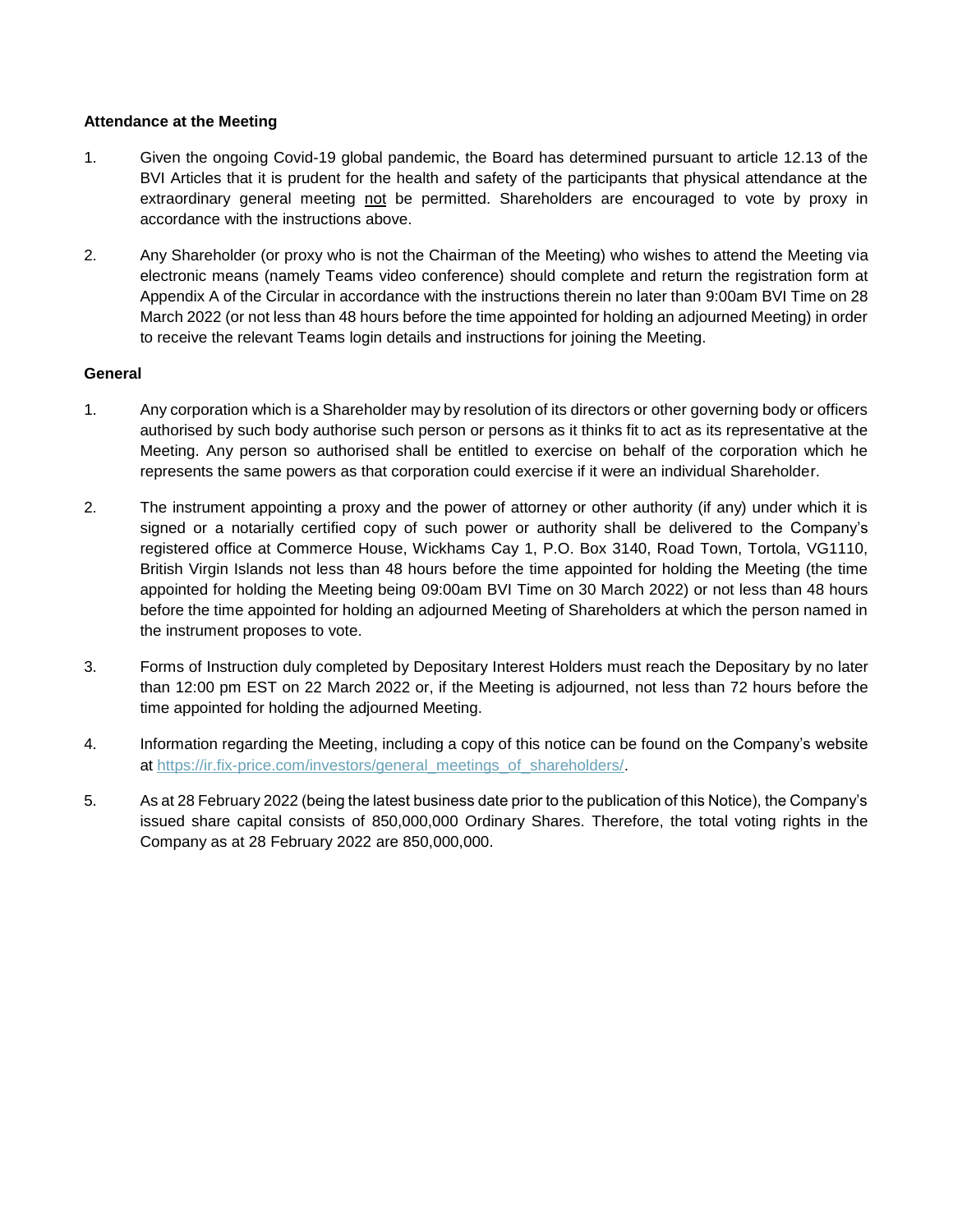**Attendance at the Meeting**

1. Given the ongoing Covid-19 global pandemic, the Board has determined pursuant to article 12.13 of the BVI Articles that it is prudent for the health and safety of the participants that physical attendance at the extraordinary general meeting not be permitted. Shareholders are encouraged to vote by proxy in accordance with the instructions above.

2. Any Shareholder (or proxy who is not the Chairman of the Meeting) who wishes to attend the Meeting via electronic means (namely Teams video conference) should complete and return the registration form at Appendix A of the Circular in accordance with the instructions therein no later than 9:00am BVI Time on 28 March 2022 (or not less than 48 hours before the time appointed for holding an adjourned Meeting) in order to receive the relevant Teams login details and instructions for joining the Meeting.

**General**

1. Any corporation which is a Shareholder may by resolution of its directors or other governing body or officers authorised by such body authorise such person or persons as it thinks fit to act as its representative at the Meeting. Any person so authorised shall be entitled to exercise on behalf of the corporation which he represents the same powers as that corporation could exercise if it were an individual Shareholder.

2. The instrument appointing a proxy and the power of attorney or other authority (if any) under which it is signed or a notarially certified copy of such power or authority shall be delivered to the Company's registered office at Commerce House, Wickhams Cay 1, P.O. Box 3140, Road Town, Tortola, VG1110, British Virgin Islands not less than 48 hours before the time appointed for holding the Meeting (the time appointed for holding the Meeting being 09:00am BVI Time on 30 March 2022) or not less than 48 hours before the time appointed for holding an adjourned Meeting of Shareholders at which the person named in the instrument proposes to vote.

3. Forms of Instruction duly completed by Depositary Interest Holders must reach the Depositary by no later than 12:00 pm EST on 22 March 2022 or, if the Meeting is adjourned, not less than 72 hours before the time appointed for holding the adjourned Meeting.

4. Information regarding the Meeting, including a copy of this notice can be found on the Company's website at https://ir.fix-price.com/investors/general_meetings_of_shareholders/.

5. As at 28 February 2022 (being the latest business date prior to the publication of this Notice), the Company's issued share capital consists of 850,000,000 Ordinary Shares. Therefore, the total voting rights in the Company as at 28 February 2022 are 850,000,000.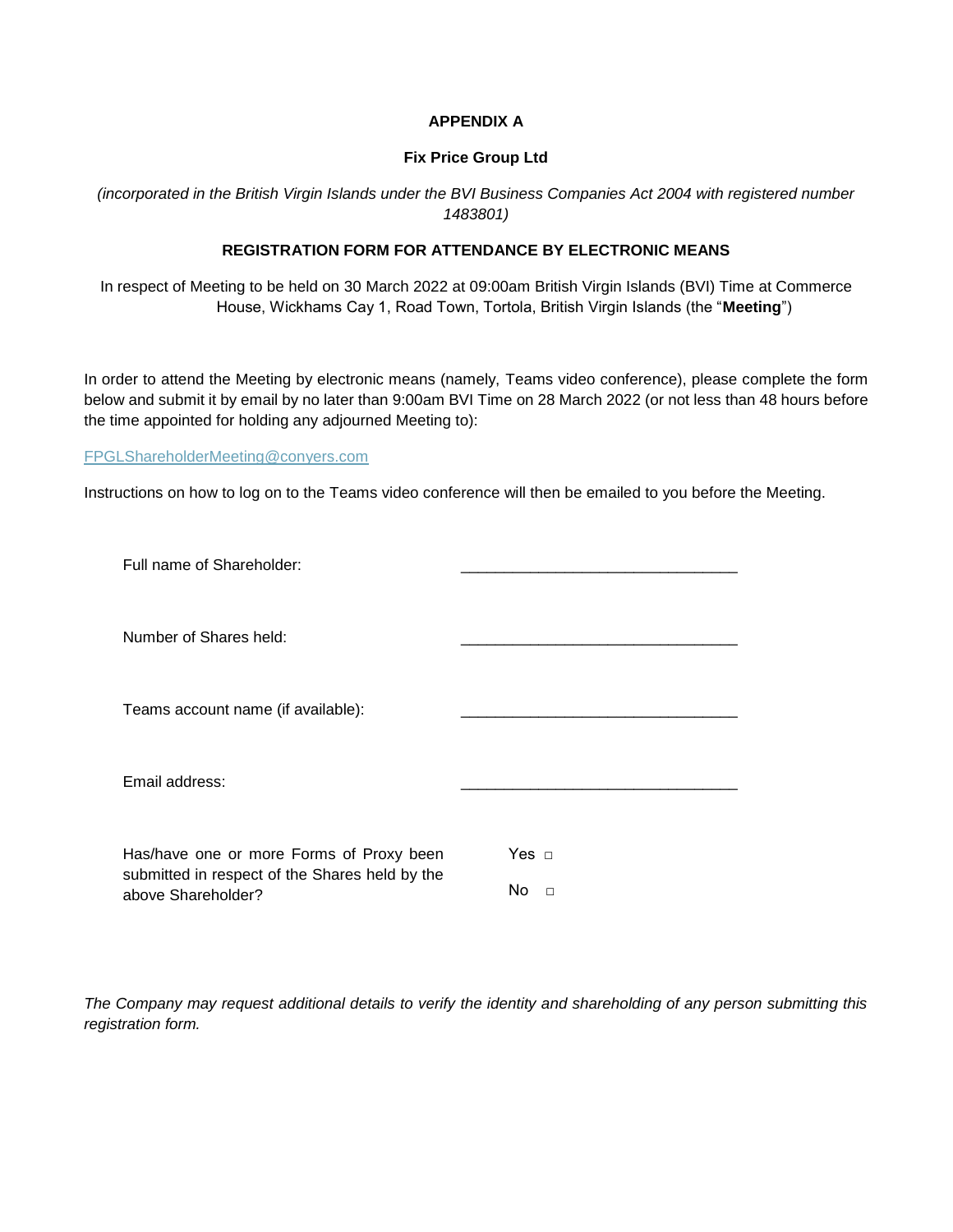**APPENDIX A**

**Fix Price Group Ltd**

*(incorporated in the British Virgin Islands under the BVI Business Companies Act 2004 with registered number 1483801)*

**REGISTRATION FORM FOR ATTENDANCE BY ELECTRONIC MEANS**

In respect of Meeting to be held on 30 March 2022 at 09:00am British Virgin Islands (BVI) Time at Commerce House, Wickhams Cay 1, Road Town, Tortola, British Virgin Islands (the "**Meeting**")

In order to attend the Meeting by electronic means (namely, Teams video conference), please complete the form below and submit it by email by no later than 9:00am BVI Time on 28 March 2022 (or not less than 48 hours before the time appointed for holding any adjourned Meeting to):

FPGLShareholderMeeting@conyers.com

Instructions on how to log on to the Teams video conference will then be emailed to you before the Meeting.

| | |
|---|---|
| Full name of Shareholder: | ________________________________ |
| Number of Shares held: | ________________________________ |
| Teams account name (if available): | ________________________________ |
| Email address: | ________________________________ |
| Has/have one or more Forms of Proxy been submitted in respect of the Shares held by the above Shareholder? | Yes □<br>No □ |

*The Company may request additional details to verify the identity and shareholding of any person submitting this registration form.*